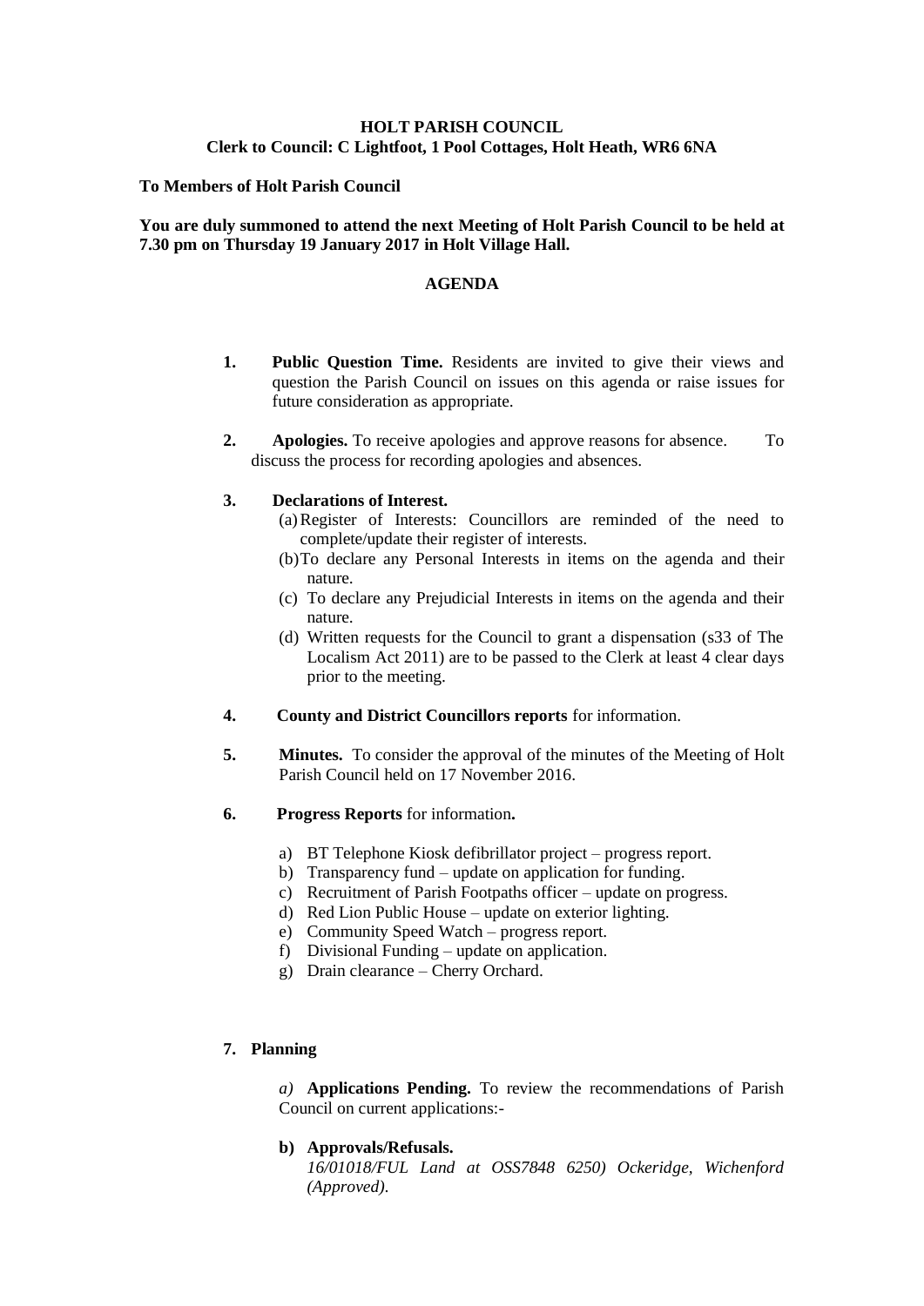**HOLT PARISH COUNCIL**
**Clerk to Council: C Lightfoot, 1 Pool Cottages, Holt Heath, WR6 6NA**

**To Members of Holt Parish Council**

**You are duly summoned to attend the next Meeting of Holt Parish Council to be held at 7.30 pm on Thursday 19 January 2017 in Holt Village Hall.**

## AGENDA

1. **Public Question Time.** Residents are invited to give their views and question the Parish Council on issues on this agenda or raise issues for future consideration as appropriate.

2. **Apologies.** To receive apologies and approve reasons for absence. To discuss the process for recording apologies and absences.

3. **Declarations of Interest.**
   (a) Register of Interests: Councillors are reminded of the need to complete/update their register of interests.
   (b) To declare any Personal Interests in items on the agenda and their nature.
   (c) To declare any Prejudicial Interests in items on the agenda and their nature.
   (d) Written requests for the Council to grant a dispensation (s33 of The Localism Act 2011) are to be passed to the Clerk at least 4 clear days prior to the meeting.

4. **County and District Councillors reports** for information.

5. **Minutes.** To consider the approval of the minutes of the Meeting of Holt Parish Council held on 17 November 2016.

6. **Progress Reports** for information**.**

   a) BT Telephone Kiosk defibrillator project – progress report.
   b) Transparency fund – update on application for funding.
   c) Recruitment of Parish Footpaths officer – update on progress.
   d) Red Lion Public House – update on exterior lighting.
   e) Community Speed Watch – progress report.
   f) Divisional Funding – update on application.
   g) Drain clearance – Cherry Orchard.

7. **Planning**

   *a)* **Applications Pending.** To review the recommendations of Parish Council on current applications:-

   **b) Approvals/Refusals.**
   *16/01018/FUL Land at OSS7848 6250) Ockeridge, Wichenford (Approved).*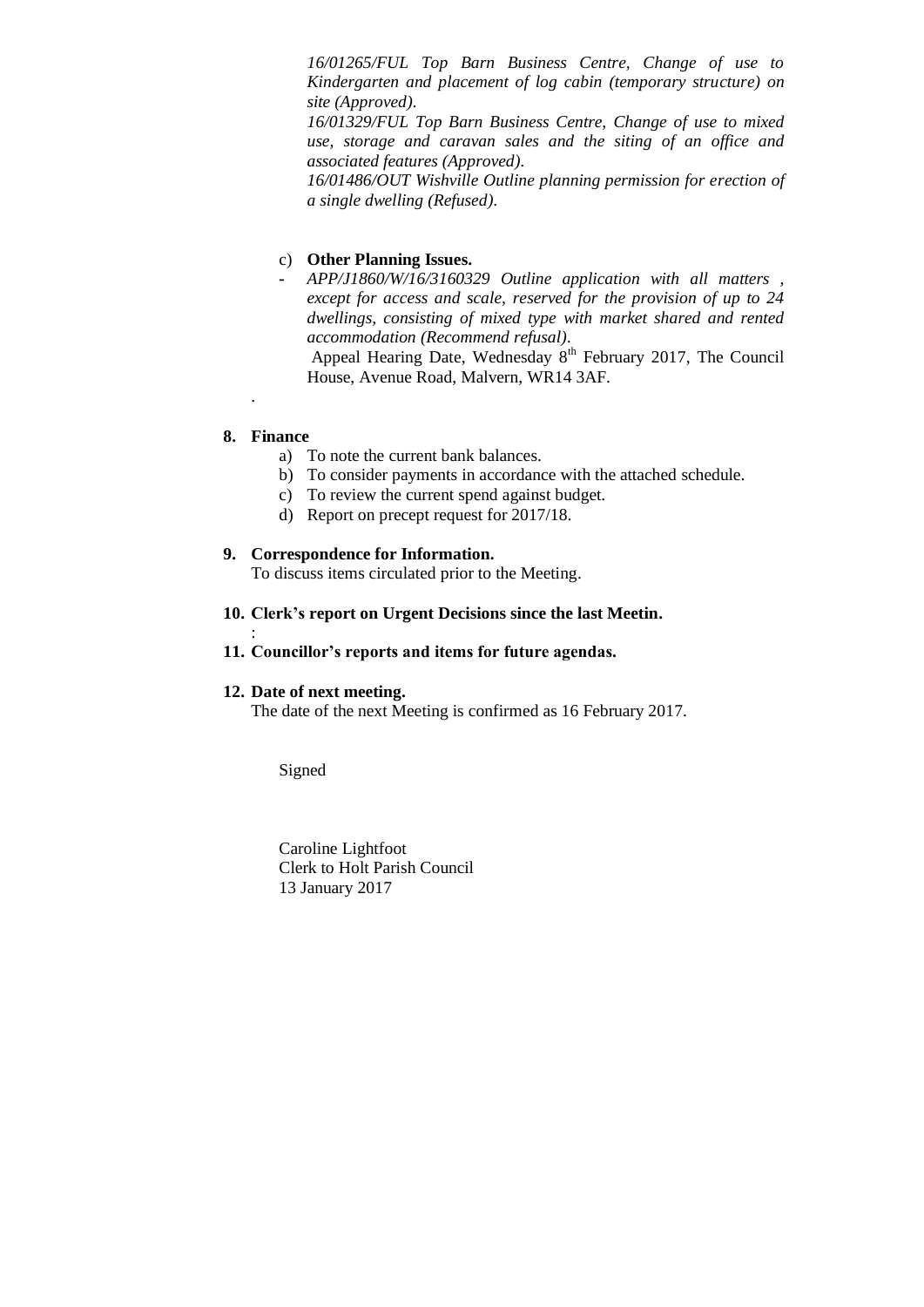*16/01265/FUL Top Barn Business Centre, Change of use to Kindergarten and placement of log cabin (temporary structure) on site (Approved).*

*16/01329/FUL Top Barn Business Centre, Change of use to mixed use, storage and caravan sales and the siting of an office and associated features (Approved).*

*16/01486/OUT Wishville Outline planning permission for erection of a single dwelling (Refused).*

c) **Other Planning Issues.**

- *APP/J1860/W/16/3160329 Outline application with all matters , except for access and scale, reserved for the provision of up to 24 dwellings, consisting of mixed type with market shared and rented accommodation (Recommend refusal).*

  Appeal Hearing Date, Wednesday 8th February 2017, The Council House, Avenue Road, Malvern, WR14 3AF.

.

**8. Finance**

a) To note the current bank balances.
b) To consider payments in accordance with the attached schedule.
c) To review the current spend against budget.
d) Report on precept request for 2017/18.

**9. Correspondence for Information.**

To discuss items circulated prior to the Meeting.

**10. Clerk's report on Urgent Decisions since the last Meetin.**

:

**11. Councillor's reports and items for future agendas.**

**12. Date of next meeting.**

The date of the next Meeting is confirmed as 16 February 2017.

Signed

Caroline Lightfoot
Clerk to Holt Parish Council
13 January 2017